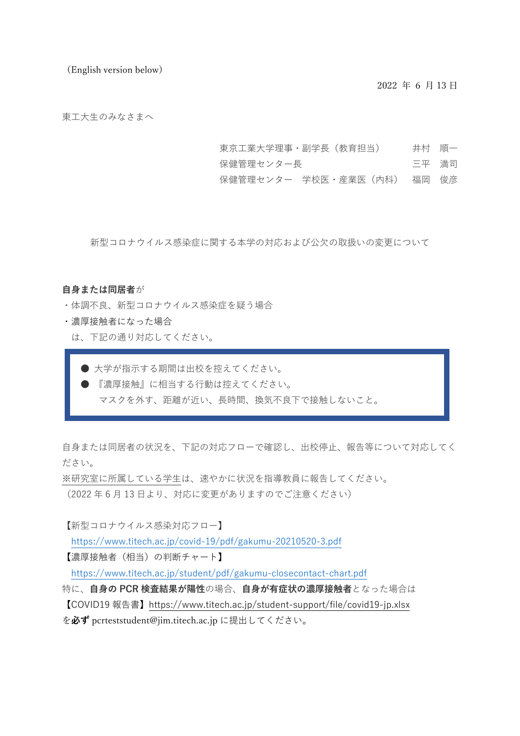（English version below）

2022 年 6 月 13 日

東工大生のみなさまへ

東京工業大学理事・副学長（教育担当）　　井村　順一
保健管理センター長　　三平　満司
保健管理センター　学校医・産業医（内科）　福岡　俊彦

## 新型コロナウイルス感染症に関する本学の対応および公欠の取扱いの変更について

**自身または同居者**が
・体調不良、新型コロナウイルス感染症を疑う場合
・濃厚接触者になった場合
　は、下記の通り対応してください。

- 大学が指示する期間は出校を控えてください。
- 『濃厚接触』に相当する行動は控えてください。
  マスクを外す、距離が近い、長時間、換気不良下で接触しないこと。

自身または同居者の状況を、下記の対応フローで確認し、出校停止、報告等について対応してください。
※研究室に所属している学生は、速やかに状況を指導教員に報告してください。
（2022 年 6 月 13 日より、対応に変更がありますのでご注意ください）

【新型コロナウイルス感染対応フロー】
https://www.titech.ac.jp/covid-19/pdf/gakumu-20210520-3.pdf
【濃厚接触者（相当）の判断チャート】
https://www.titech.ac.jp/student/pdf/gakumu-closecontact-chart.pdf
特に、**自身の PCR 検査結果が陽性**の場合、**自身が有症状の濃厚接触者**となった場合は
【COVID19 報告書】https://www.titech.ac.jp/student-support/file/covid19-jp.xlsx
を**必ず** pcrteststudent@jim.titech.ac.jp に提出してください。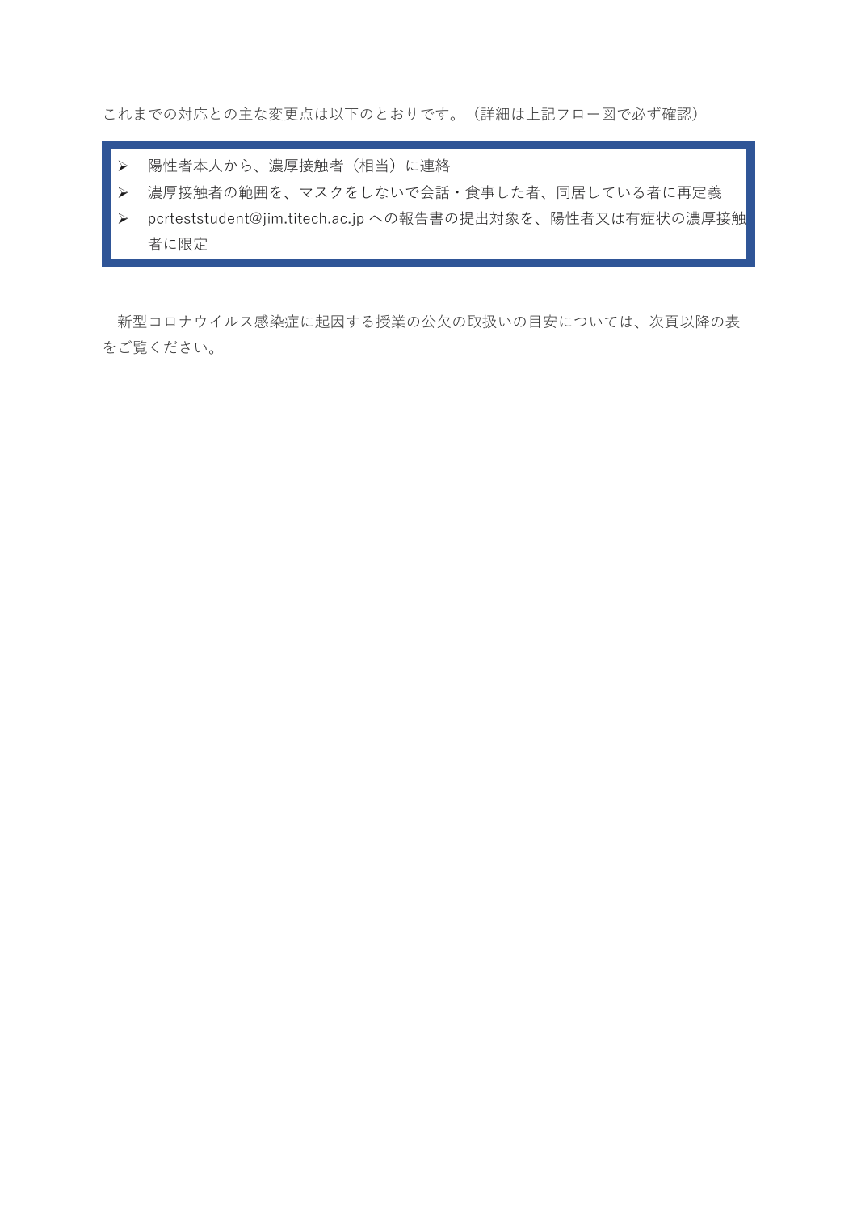これまでの対応との主な変更点は以下のとおりです。（詳細は上記フロー図で必ず確認）

- 陽性者本人から、濃厚接触者（相当）に連絡
- 濃厚接触者の範囲を、マスクをしないで会話・食事した者、同居している者に再定義
- pcrteststudent@jim.titech.ac.jp への報告書の提出対象を、陽性者又は有症状の濃厚接触者に限定

新型コロナウイルス感染症に起因する授業の公欠の取扱いの目安については、次頁以降の表をご覧ください。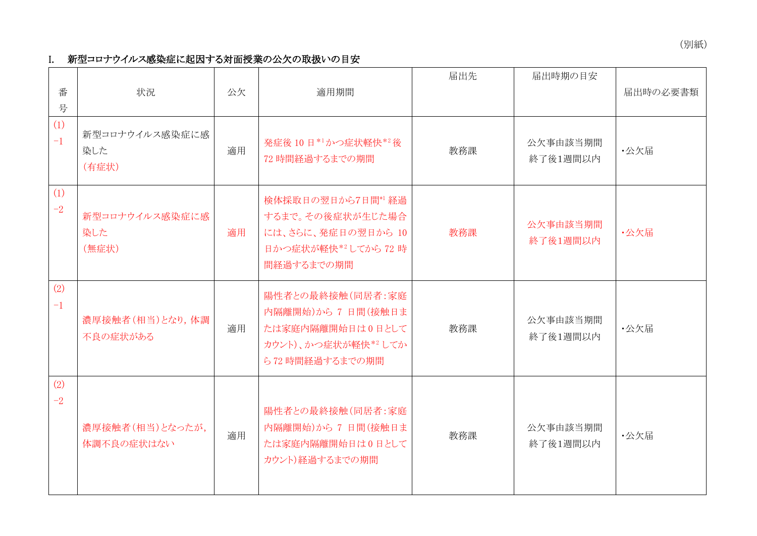（別紙）

## I. 新型コロナウイルス感染症に起因する対面授業の公欠の取扱いの目安

| 番号 | 状況 | 公欠 | 適用期間 | 届出先 | 届出時期の目安 | 届出時の必要書類 |
|---|---|---|---|---|---|---|
| (1)-1 | 新型コロナウイルス感染症に感染した（有症状） | 適用 | 発症後 10 日*[1]かつ症状軽快*[2]後 72 時間経過するまでの期間 | 教務課 | 公欠事由該当期間終了後1週間以内 | ・公欠届 |
| (1)-2 | 新型コロナウイルス感染症に感染した（無症状） | 適用 | 検体採取日の翌日から7日間*[1] 経過するまで。その後症状が生じた場合には、さらに、発症日の翌日から 10 日かつ症状が軽快*[2]してから 72 時間経過するまでの期間 | 教務課 | 公欠事由該当期間終了後1週間以内 | ・公欠届 |
| (2)-1 | 濃厚接触者（相当）となり，体調不良の症状がある | 適用 | 陽性者との最終接触（同居者：家庭内隔離開始）から 7 日間（接触日または家庭内隔離開始日は 0 日としてカウント）、かつ症状が軽快*[2] してから 72 時間経過するまでの期間 | 教務課 | 公欠事由該当期間終了後1週間以内 | ・公欠届 |
| (2)-2 | 濃厚接触者（相当）となったが，体調不良の症状はない | 適用 | 陽性者との最終接触（同居者：家庭内隔離開始）から 7 日間（接触日または家庭内隔離開始日は 0 日としてカウント）経過するまでの期間 | 教務課 | 公欠事由該当期間終了後1週間以内 | ・公欠届 |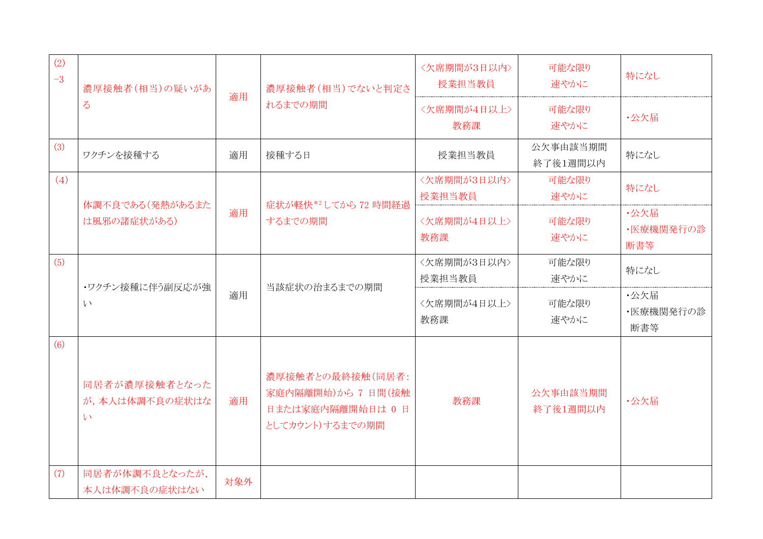| | | | | | | |
|---|---|---|---|---|---|---|
| (2)<br>−3 | 濃厚接触者（相当）の疑いがある | 適用 | 濃厚接触者（相当）でないと判定されるまでの期間 | 〈欠席期間が3日以内〉<br>授業担当教員 | 可能な限り<br>速やかに | 特になし |
| | | | | 〈欠席期間が4日以上〉<br>教務課 | 可能な限り<br>速やかに | ・公欠届 |
| (3) | ワクチンを接種する | 適用 | 接種する日 | 授業担当教員 | 公欠事由該当期間<br>終了後1週間以内 | 特になし |
| (4) | 体調不良である（発熱があるまたは風邪の諸症状がある） | 適用 | 症状が軽快*2してから 72 時間経過するまでの期間 | 〈欠席期間が3日以内〉<br>授業担当教員 | 可能な限り<br>速やかに | 特になし |
| | | | | 〈欠席期間が4日以上〉<br>教務課 | 可能な限り<br>速やかに | ・公欠届<br>・医療機関発行の診断書等 |
| (5) | ・ワクチン接種に伴う副反応が強い | 適用 | 当該症状の治まるまでの期間 | 〈欠席期間が3日以内〉<br>授業担当教員 | 可能な限り<br>速やかに | 特になし |
| | | | | 〈欠席期間が4日以上〉<br>教務課 | 可能な限り<br>速やかに | ・公欠届<br>・医療機関発行の診断書等 |
| (6) | 同居者が濃厚接触者となったが，本人は体調不良の症状はない | 適用 | 濃厚接触者との最終接触（同居者：家庭内隔離開始）から 7 日間（接触日または家庭内隔離開始日は 0 日としてカウント）するまでの期間 | 教務課 | 公欠事由該当期間<br>終了後1週間以内 | ・公欠届 |
| (7) | 同居者が体調不良となったが，本人は体調不良の症状はない | 対象外 | | | | |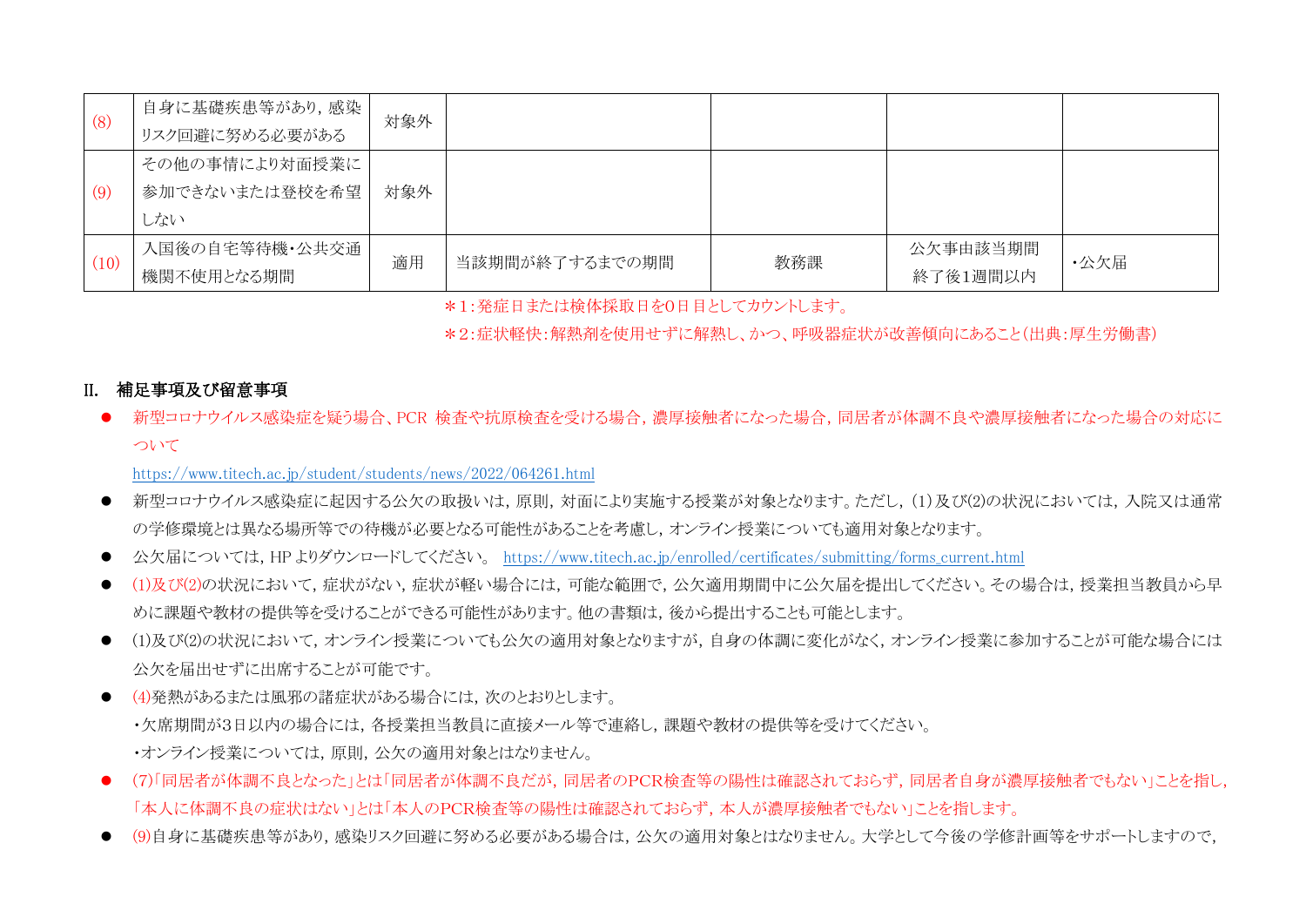| | | | | | | |
|---|---|---|---|---|---|---|
| (8) | 自身に基礎疾患等があり，感染リスク回避に努める必要がある | 対象外 | | | | |
| (9) | その他の事情により対面授業に参加できないまたは登校を希望しない | 対象外 | | | | |
| (10) | 入国後の自宅等待機・公共交通機関不使用となる期間 | 適用 | 当該期間が終了するまでの期間 | 教務課 | 公欠事由該当期間終了後1週間以内 | ・公欠届 |

＊1：発症日または検体採取日を0日目としてカウントします。

＊2：症状軽快：解熱剤を使用せずに解熱し、かつ、呼吸器症状が改善傾向にあること（出典：厚生労働書）

## II. 補足事項及び留意事項

- 新型コロナウイルス感染症を疑う場合、PCR 検査や抗原検査を受ける場合，濃厚接触者になった場合，同居者が体調不良や濃厚接触者になった場合の対応について
  https://www.titech.ac.jp/student/students/news/2022/064261.html
- 新型コロナウイルス感染症に起因する公欠の取扱いは，原則，対面により実施する授業が対象となります。ただし，(1)及び(2)の状況においては，入院又は通常の学修環境とは異なる場所等での待機が必要となる可能性があることを考慮し，オンライン授業についても適用対象となります。
- 公欠届については，HP よりダウンロードしてください。 https://www.titech.ac.jp/enrolled/certificates/submitting/forms_current.html
- (1)及び(2)の状況において，症状がない，症状が軽い場合には，可能な範囲で，公欠適用期間中に公欠届を提出してください。その場合は，授業担当教員から早めに課題や教材の提供等を受けることができる可能性があります。他の書類は，後から提出することも可能とします。
- (1)及び(2)の状況において，オンライン授業についても公欠の適用対象となりますが，自身の体調に変化がなく，オンライン授業に参加することが可能な場合には公欠を届出せずに出席することが可能です。
- (4)発熱があるまたは風邪の諸症状がある場合には，次のとおりとします。
  ・欠席期間が3日以内の場合には，各授業担当教員に直接メール等で連絡し，課題や教材の提供等を受けてください。
  ・オンライン授業については，原則，公欠の適用対象とはなりません。
- (7)「同居者が体調不良となった」とは「同居者が体調不良だが，同居者のPCR検査等の陽性は確認されておらず，同居者自身が濃厚接触者でもない」ことを指し，「本人に体調不良の症状はない」とは「本人のPCR検査等の陽性は確認されておらず，本人が濃厚接触者でもない」ことを指します。
- (9)自身に基礎疾患等があり，感染リスク回避に努める必要がある場合は，公欠の適用対象とはなりません。大学として今後の学修計画等をサポートしますので，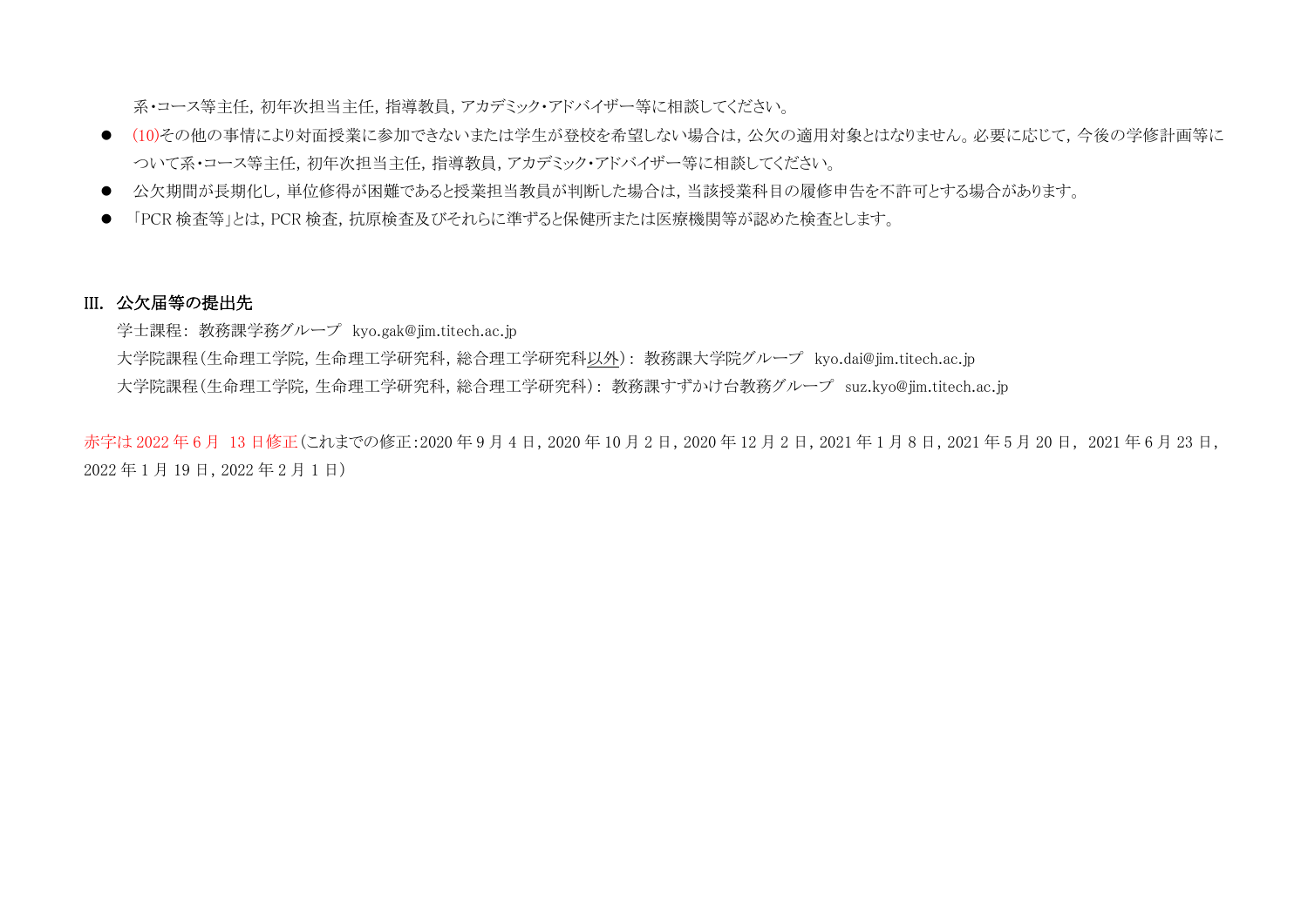系・コース等主任，初年次担当主任，指導教員，アカデミック・アドバイザー等に相談してください。

- (10)その他の事情により対面授業に参加できないまたは学生が登校を希望しない場合は，公欠の適用対象とはなりません。必要に応じて，今後の学修計画等について系・コース等主任，初年次担当主任，指導教員，アカデミック・アドバイザー等に相談してください。
- 公欠期間が長期化し，単位修得が困難であると授業担当教員が判断した場合は，当該授業科目の履修申告を不許可とする場合があります。
- 「PCR 検査等」とは，PCR 検査，抗原検査及びそれらに準ずると保健所または医療機関等が認めた検査とします。

## III. 公欠届等の提出先

学士課程： 教務課学務グループ　kyo.gak@jim.titech.ac.jp

大学院課程（生命理工学院，生命理工学研究科，総合理工学研究科以外）： 教務課大学院グループ　kyo.dai@jim.titech.ac.jp

大学院課程（生命理工学院，生命理工学研究科，総合理工学研究科）： 教務課すずかけ台教務グループ　suz.kyo@jim.titech.ac.jp

赤字は 2022 年 6 月 13 日修正（これまでの修正：2020 年 9 月 4 日，2020 年 10 月 2 日，2020 年 12 月 2 日，2021 年 1 月 8 日，2021 年 5 月 20 日，2021 年 6 月 23 日，2022 年 1 月 19 日，2022 年 2 月 1 日）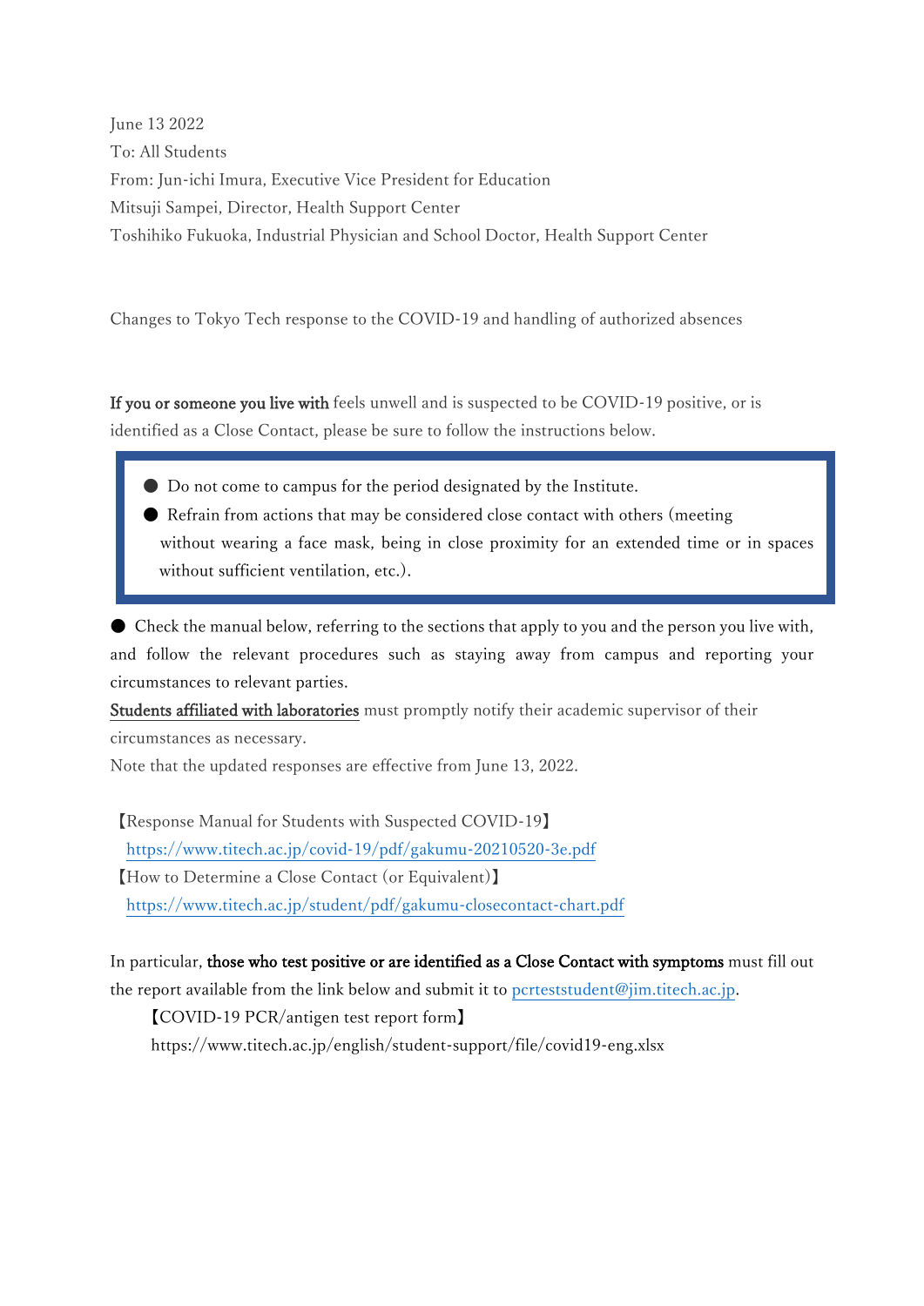June 13 2022

To: All Students

From: Jun-ichi Imura, Executive Vice President for Education

Mitsuji Sampei, Director, Health Support Center

Toshihiko Fukuoka, Industrial Physician and School Doctor, Health Support Center

Changes to Tokyo Tech response to the COVID-19 and handling of authorized absences

**If you or someone you live with** feels unwell and is suspected to be COVID-19 positive, or is identified as a Close Contact, please be sure to follow the instructions below.

- Do not come to campus for the period designated by the Institute.
- Refrain from actions that may be considered close contact with others (meeting without wearing a face mask, being in close proximity for an extended time or in spaces without sufficient ventilation, etc.).

- Check the manual below, referring to the sections that apply to you and the person you live with, and follow the relevant procedures such as staying away from campus and reporting your circumstances to relevant parties.

**Students affiliated with laboratories** must promptly notify their academic supervisor of their circumstances as necessary.

Note that the updated responses are effective from June 13, 2022.

【Response Manual for Students with Suspected COVID-19】
https://www.titech.ac.jp/covid-19/pdf/gakumu-20210520-3e.pdf

【How to Determine a Close Contact (or Equivalent)】
https://www.titech.ac.jp/student/pdf/gakumu-closecontact-chart.pdf

In particular, **those who test positive or are identified as a Close Contact with symptoms** must fill out the report available from the link below and submit it to pcrteststudent@jim.titech.ac.jp.

【COVID-19 PCR/antigen test report form】
https://www.titech.ac.jp/english/student-support/file/covid19-eng.xlsx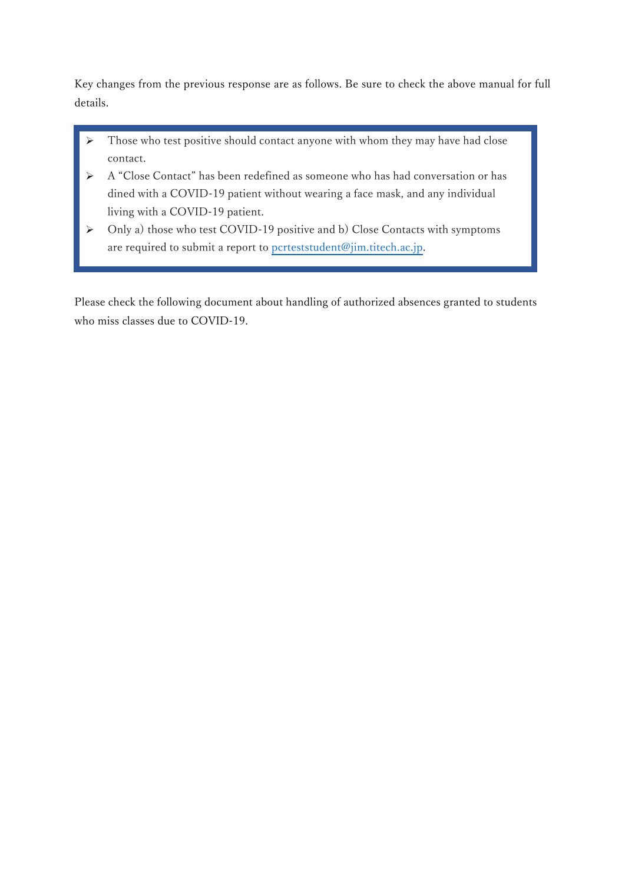Key changes from the previous response are as follows. Be sure to check the above manual for full details.

- Those who test positive should contact anyone with whom they may have had close contact.
- A "Close Contact" has been redefined as someone who has had conversation or has dined with a COVID-19 patient without wearing a face mask, and any individual living with a COVID-19 patient.
- Only a) those who test COVID-19 positive and b) Close Contacts with symptoms are required to submit a report to pcrteststudent@jim.titech.ac.jp.

Please check the following document about handling of authorized absences granted to students who miss classes due to COVID-19.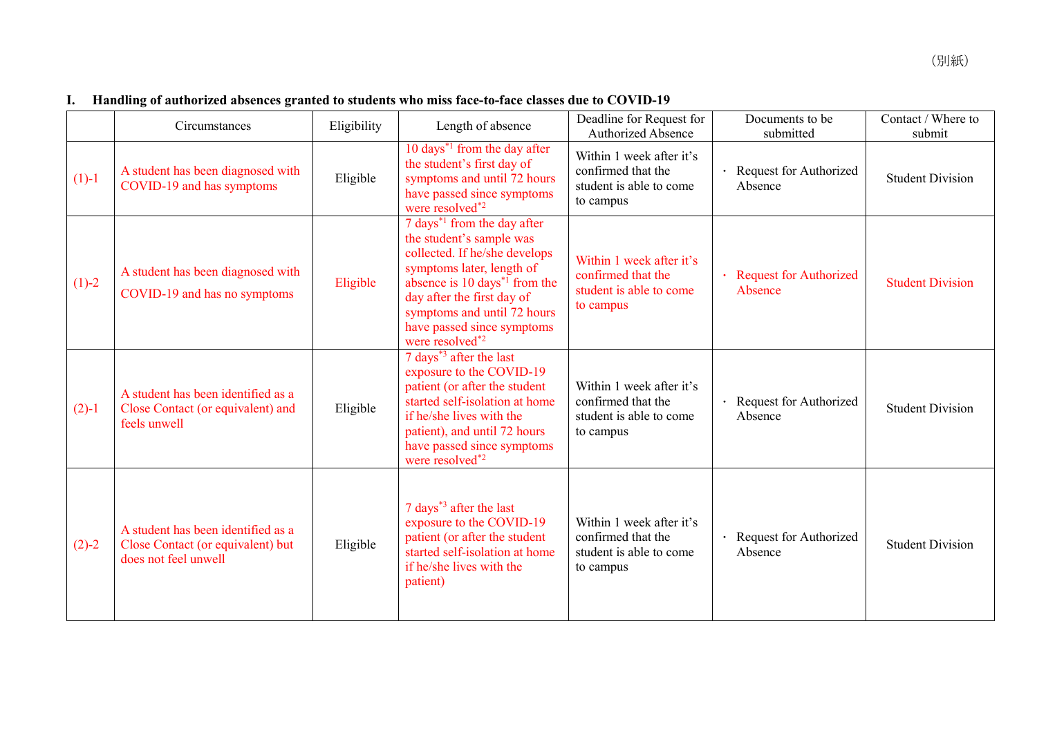（別紙）

**I. Handling of authorized absences granted to students who miss face-to-face classes due to COVID-19**

| | Circumstances | Eligibility | Length of absence | Deadline for Request for Authorized Absence | Documents to be submitted | Contact / Where to submit |
|---|---|---|---|---|---|---|
| (1)-1 | A student has been diagnosed with COVID-19 and has symptoms | Eligible | 10 days[*1] from the day after the student's first day of symptoms and until 72 hours have passed since symptoms were resolved[*2] | Within 1 week after it's confirmed that the student is able to come to campus | ・ Request for Authorized Absence | Student Division |
| (1)-2 | A student has been diagnosed with COVID-19 and has no symptoms | Eligible | 7 days[*1] from the day after the student's sample was collected. If he/she develops symptoms later, length of absence is 10 days[*1] from the day after the first day of symptoms and until 72 hours have passed since symptoms were resolved[*2] | Within 1 week after it's confirmed that the student is able to come to campus | ・ Request for Authorized Absence | Student Division |
| (2)-1 | A student has been identified as a Close Contact (or equivalent) and feels unwell | Eligible | 7 days[*3] after the last exposure to the COVID-19 patient (or after the student started self-isolation at home if he/she lives with the patient), and until 72 hours have passed since symptoms were resolved[*2] | Within 1 week after it's confirmed that the student is able to come to campus | ・ Request for Authorized Absence | Student Division |
| (2)-2 | A student has been identified as a Close Contact (or equivalent) but does not feel unwell | Eligible | 7 days[*3] after the last exposure to the COVID-19 patient (or after the student started self-isolation at home if he/she lives with the patient) | Within 1 week after it's confirmed that the student is able to come to campus | ・ Request for Authorized Absence | Student Division |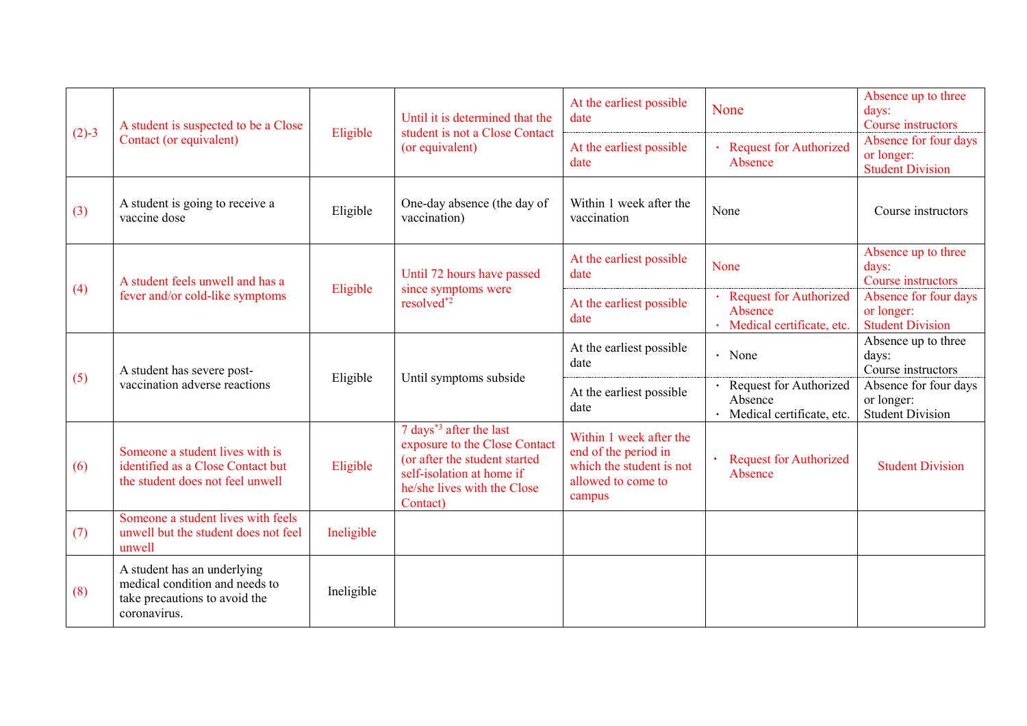| | | | | | | |
|---|---|---|---|---|---|---|
| (2)-3 | A student is suspected to be a Close Contact (or equivalent) | Eligible | Until it is determined that the student is not a Close Contact (or equivalent) | At the earliest possible date | None | Absence up to three days: Course instructors |
| | | | | At the earliest possible date | ・ Request for Authorized Absence | Absence for four days or longer: Student Division |
| (3) | A student is going to receive a vaccine dose | Eligible | One-day absence (the day of vaccination) | Within 1 week after the vaccination | None | Course instructors |
| (4) | A student feels unwell and has a fever and/or cold-like symptoms | Eligible | Until 72 hours have passed since symptoms were resolved*2 | At the earliest possible date | None | Absence up to three days: Course instructors |
| | | | | At the earliest possible date | ・ Request for Authorized Absence<br>・ Medical certificate, etc. | Absence for four days or longer: Student Division |
| (5) | A student has severe post-vaccination adverse reactions | Eligible | Until symptoms subside | At the earliest possible date | ・ None | Absence up to three days: Course instructors |
| | | | | At the earliest possible date | ・ Request for Authorized Absence<br>・ Medical certificate, etc. | Absence for four days or longer: Student Division |
| (6) | Someone a student lives with is identified as a Close Contact but the student does not feel unwell | Eligible | 7 days*3 after the last exposure to the Close Contact (or after the student started self-isolation at home if he/she lives with the Close Contact) | Within 1 week after the end of the period in which the student is not allowed to come to campus | ・ Request for Authorized Absence | Student Division |
| (7) | Someone a student lives with feels unwell but the student does not feel unwell | Ineligible | | | | |
| (8) | A student has an underlying medical condition and needs to take precautions to avoid the coronavirus. | Ineligible | | | | |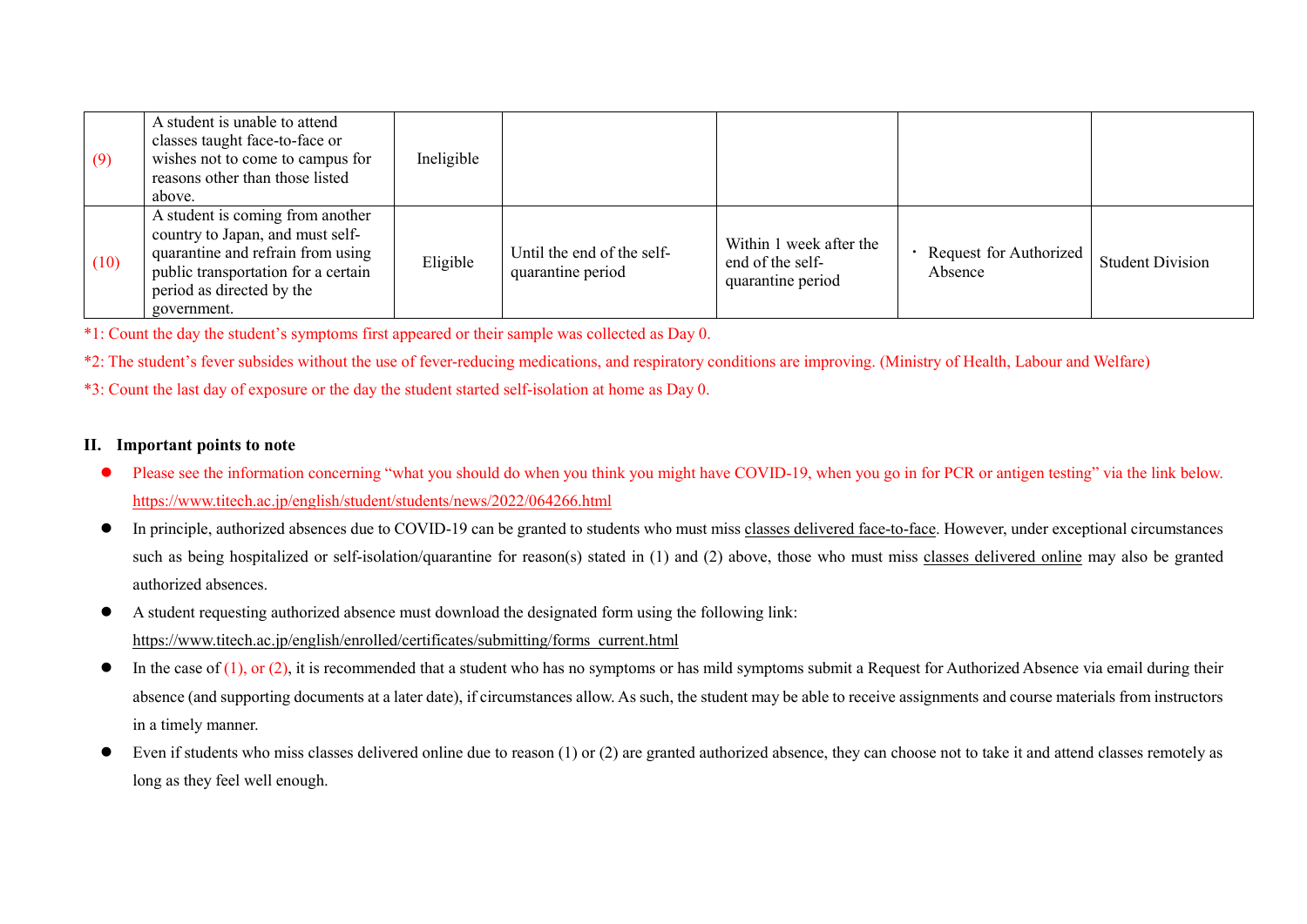| (9) | A student is unable to attend classes taught face-to-face or wishes not to come to campus for reasons other than those listed above. | Ineligible | | | | |
|---|---|---|---|---|---|---|
| (10) | A student is coming from another country to Japan, and must self-quarantine and refrain from using public transportation for a certain period as directed by the government. | Eligible | Until the end of the self-quarantine period | Within 1 week after the end of the self-quarantine period | ・ Request for Authorized Absence | Student Division |

*1: Count the day the student's symptoms first appeared or their sample was collected as Day 0.

*2: The student's fever subsides without the use of fever-reducing medications, and respiratory conditions are improving. (Ministry of Health, Labour and Welfare)

*3: Count the last day of exposure or the day the student started self-isolation at home as Day 0.

## II. Important points to note

- Please see the information concerning "what you should do when you think you might have COVID-19, when you go in for PCR or antigen testing" via the link below. https://www.titech.ac.jp/english/student/students/news/2022/064266.html
- In principle, authorized absences due to COVID-19 can be granted to students who must miss classes delivered face-to-face. However, under exceptional circumstances such as being hospitalized or self-isolation/quarantine for reason(s) stated in (1) and (2) above, those who must miss classes delivered online may also be granted authorized absences.
- A student requesting authorized absence must download the designated form using the following link: https://www.titech.ac.jp/english/enrolled/certificates/submitting/forms_current.html
- In the case of (1), or (2), it is recommended that a student who has no symptoms or has mild symptoms submit a Request for Authorized Absence via email during their absence (and supporting documents at a later date), if circumstances allow. As such, the student may be able to receive assignments and course materials from instructors in a timely manner.
- Even if students who miss classes delivered online due to reason (1) or (2) are granted authorized absence, they can choose not to take it and attend classes remotely as long as they feel well enough.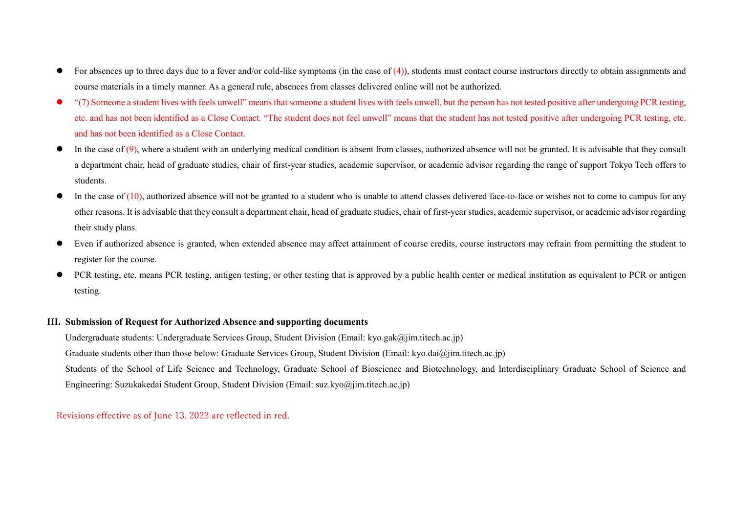- For absences up to three days due to a fever and/or cold-like symptoms (in the case of (4)), students must contact course instructors directly to obtain assignments and course materials in a timely manner. As a general rule, absences from classes delivered online will not be authorized.
- "(7) Someone a student lives with feels unwell" means that someone a student lives with feels unwell, but the person has not tested positive after undergoing PCR testing, etc. and has not been identified as a Close Contact. "The student does not feel unwell" means that the student has not tested positive after undergoing PCR testing, etc. and has not been identified as a Close Contact.
- In the case of (9), where a student with an underlying medical condition is absent from classes, authorized absence will not be granted. It is advisable that they consult a department chair, head of graduate studies, chair of first-year studies, academic supervisor, or academic advisor regarding the range of support Tokyo Tech offers to students.
- In the case of (10), authorized absence will not be granted to a student who is unable to attend classes delivered face-to-face or wishes not to come to campus for any other reasons. It is advisable that they consult a department chair, head of graduate studies, chair of first-year studies, academic supervisor, or academic advisor regarding their study plans.
- Even if authorized absence is granted, when extended absence may affect attainment of course credits, course instructors may refrain from permitting the student to register for the course.
- PCR testing, etc. means PCR testing, antigen testing, or other testing that is approved by a public health center or medical institution as equivalent to PCR or antigen testing.

## III. Submission of Request for Authorized Absence and supporting documents

Undergraduate students: Undergraduate Services Group, Student Division (Email: kyo.gak@jim.titech.ac.jp)

Graduate students other than those below: Graduate Services Group, Student Division (Email: kyo.dai@jim.titech.ac.jp)

Students of the School of Life Science and Technology, Graduate School of Bioscience and Biotechnology, and Interdisciplinary Graduate School of Science and Engineering: Suzukakedai Student Group, Student Division (Email: suz.kyo@jim.titech.ac.jp)

Revisions effective as of June 13, 2022 are reflected in red.